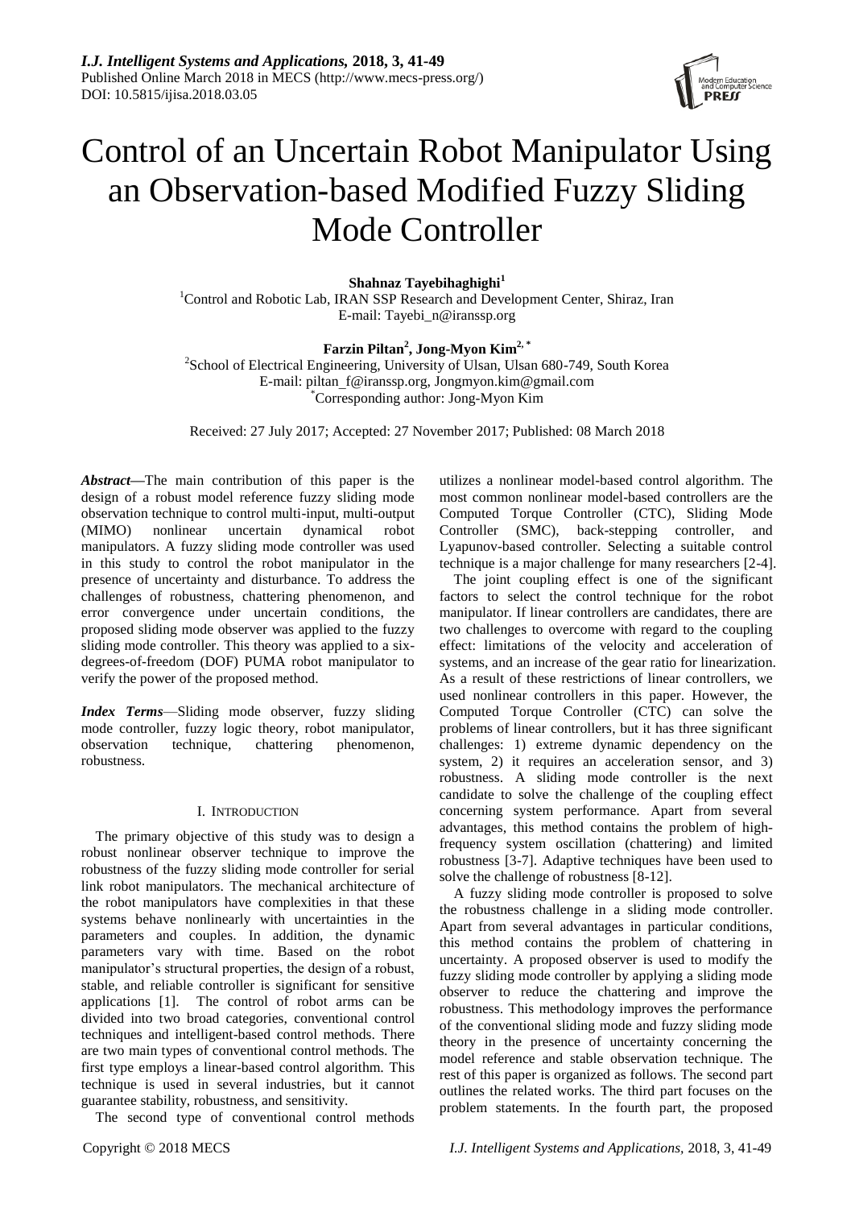# Control of an Uncertain Robot Manipulator Using an Observation-based Modified Fuzzy Sliding Mode Controller

**Shahnaz Tayebihaghighi**[1]

[1]Control and Robotic Lab, IRAN SSP Research and Development Center, Shiraz, Iran
E-mail: Tayebi_n@iranssp.org

**Farzin Piltan**[2], **Jong-Myon Kim**[2,*]

[2]School of Electrical Engineering, University of Ulsan, Ulsan 680-749, South Korea
E-mail: piltan_f@iranssp.org, Jongmyon.kim@gmail.com
[*]Corresponding author: Jong-Myon Kim

Received: 27 July 2017; Accepted: 27 November 2017; Published: 08 March 2018

***Abstract*—**The main contribution of this paper is the design of a robust model reference fuzzy sliding mode observation technique to control multi-input, multi-output (MIMO) nonlinear uncertain dynamical robot manipulators. A fuzzy sliding mode controller was used in this study to control the robot manipulator in the presence of uncertainty and disturbance. To address the challenges of robustness, chattering phenomenon, and error convergence under uncertain conditions, the proposed sliding mode observer was applied to the fuzzy sliding mode controller. This theory was applied to a six-degrees-of-freedom (DOF) PUMA robot manipulator to verify the power of the proposed method.

***Index Terms*—**Sliding mode observer, fuzzy sliding mode controller, fuzzy logic theory, robot manipulator, observation technique, chattering phenomenon, robustness.

## I. Introduction

The primary objective of this study was to design a robust nonlinear observer technique to improve the robustness of the fuzzy sliding mode controller for serial link robot manipulators. The mechanical architecture of the robot manipulators have complexities in that these systems behave nonlinearly with uncertainties in the parameters and couples. In addition, the dynamic parameters vary with time. Based on the robot manipulator's structural properties, the design of a robust, stable, and reliable controller is significant for sensitive applications [1]. The control of robot arms can be divided into two broad categories, conventional control techniques and intelligent-based control methods. There are two main types of conventional control methods. The first type employs a linear-based control algorithm. This technique is used in several industries, but it cannot guarantee stability, robustness, and sensitivity.

The second type of conventional control methods utilizes a nonlinear model-based control algorithm. The most common nonlinear model-based controllers are the Computed Torque Controller (CTC), Sliding Mode Controller (SMC), back-stepping controller, and Lyapunov-based controller. Selecting a suitable control technique is a major challenge for many researchers [2-4].

The joint coupling effect is one of the significant factors to select the control technique for the robot manipulator. If linear controllers are candidates, there are two challenges to overcome with regard to the coupling effect: limitations of the velocity and acceleration of systems, and an increase of the gear ratio for linearization. As a result of these restrictions of linear controllers, we used nonlinear controllers in this paper. However, the Computed Torque Controller (CTC) can solve the problems of linear controllers, but it has three significant challenges: 1) extreme dynamic dependency on the system, 2) it requires an acceleration sensor, and 3) robustness. A sliding mode controller is the next candidate to solve the challenge of the coupling effect concerning system performance. Apart from several advantages, this method contains the problem of high-frequency system oscillation (chattering) and limited robustness [3-7]. Adaptive techniques have been used to solve the challenge of robustness [8-12].

A fuzzy sliding mode controller is proposed to solve the robustness challenge in a sliding mode controller. Apart from several advantages in particular conditions, this method contains the problem of chattering in uncertainty. A proposed observer is used to modify the fuzzy sliding mode controller by applying a sliding mode observer to reduce the chattering and improve the robustness. This methodology improves the performance of the conventional sliding mode and fuzzy sliding mode theory in the presence of uncertainty concerning the model reference and stable observation technique. The rest of this paper is organized as follows. The second part outlines the related works. The third part focuses on the problem statements. In the fourth part, the proposed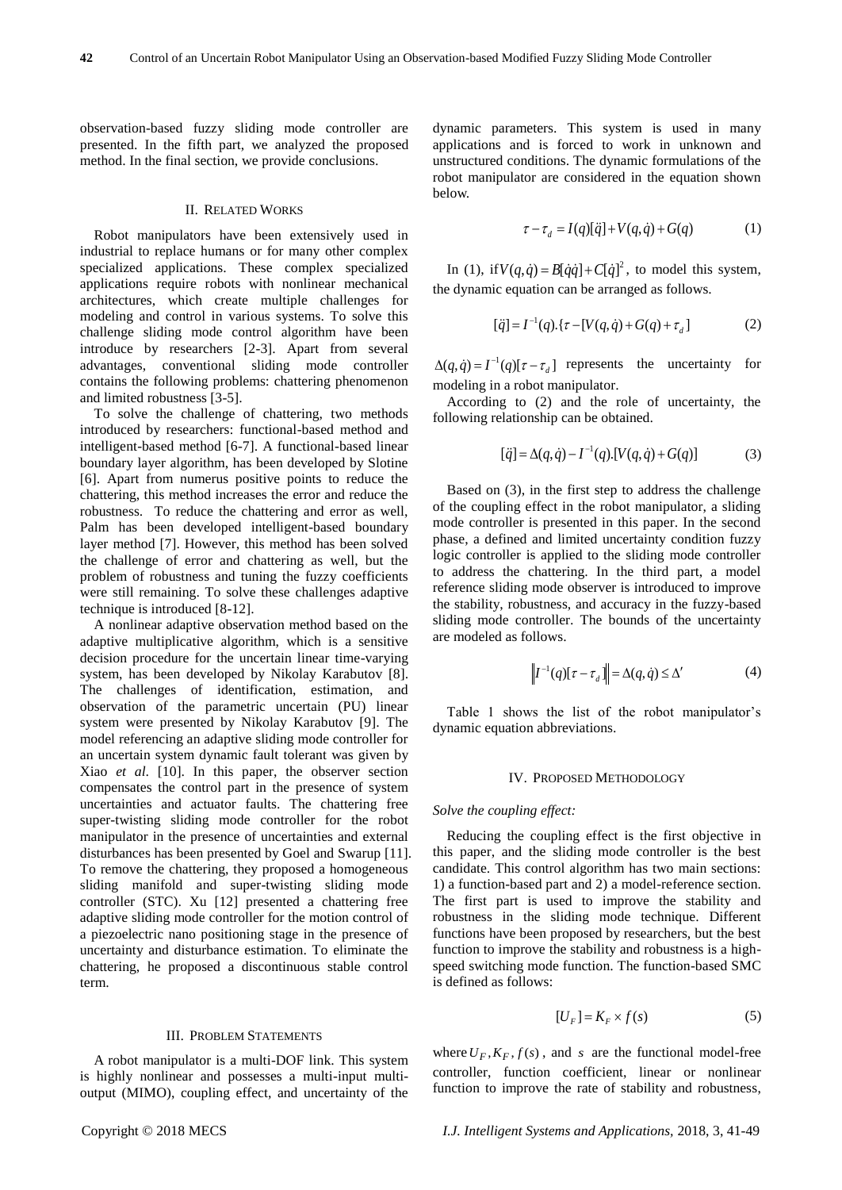observation-based fuzzy sliding mode controller are presented. In the fifth part, we analyzed the proposed method. In the final section, we provide conclusions.

## II. Related Works

Robot manipulators have been extensively used in industrial to replace humans or for many other complex specialized applications. These complex specialized applications require robots with nonlinear mechanical architectures, which create multiple challenges for modeling and control in various systems. To solve this challenge sliding mode control algorithm have been introduce by researchers [2-3]. Apart from several advantages, conventional sliding mode controller contains the following problems: chattering phenomenon and limited robustness [3-5].

To solve the challenge of chattering, two methods introduced by researchers: functional-based method and intelligent-based method [6-7]. A functional-based linear boundary layer algorithm, has been developed by Slotine [6]. Apart from numerus positive points to reduce the chattering, this method increases the error and reduce the robustness. To reduce the chattering and error as well, Palm has been developed intelligent-based boundary layer method [7]. However, this method has been solved the challenge of error and chattering as well, but the problem of robustness and tuning the fuzzy coefficients were still remaining. To solve these challenges adaptive technique is introduced [8-12].

A nonlinear adaptive observation method based on the adaptive multiplicative algorithm, which is a sensitive decision procedure for the uncertain linear time-varying system, has been developed by Nikolay Karabutov [8]. The challenges of identification, estimation, and observation of the parametric uncertain (PU) linear system were presented by Nikolay Karabutov [9]. The model referencing an adaptive sliding mode controller for an uncertain system dynamic fault tolerant was given by Xiao *et al.* [10]. In this paper, the observer section compensates the control part in the presence of system uncertainties and actuator faults. The chattering free super-twisting sliding mode controller for the robot manipulator in the presence of uncertainties and external disturbances has been presented by Goel and Swarup [11]. To remove the chattering, they proposed a homogeneous sliding manifold and super-twisting sliding mode controller (STC). Xu [12] presented a chattering free adaptive sliding mode controller for the motion control of a piezoelectric nano positioning stage in the presence of uncertainty and disturbance estimation. To eliminate the chattering, he proposed a discontinuous stable control term.

## III. Problem Statements

A robot manipulator is a multi-DOF link. This system is highly nonlinear and possesses a multi-input multi-output (MIMO), coupling effect, and uncertainty of the dynamic parameters. This system is used in many applications and is forced to work in unknown and unstructured conditions. The dynamic formulations of the robot manipulator are considered in the equation shown below.

$$\tau - \tau_d = I(q)[\ddot{q}] + V(q,\dot{q}) + G(q) \qquad (1)$$

In (1), if $V(q,\dot{q}) = B[\dot{q}\dot{q}] + C[\dot{q}]^2$, to model this system, the dynamic equation can be arranged as follows.

$$[\ddot{q}] = I^{-1}(q).\{\tau - [V(q,\dot{q}) + G(q) + \tau_d]\} \qquad (2)$$

$\Delta(q,\dot{q}) = I^{-1}(q)[\tau - \tau_d]$ represents the uncertainty for modeling in a robot manipulator.

According to (2) and the role of uncertainty, the following relationship can be obtained.

$$[\ddot{q}] = \Delta(q,\dot{q}) - I^{-1}(q).[V(q,\dot{q}) + G(q)] \qquad (3)$$

Based on (3), in the first step to address the challenge of the coupling effect in the robot manipulator, a sliding mode controller is presented in this paper. In the second phase, a defined and limited uncertainty condition fuzzy logic controller is applied to the sliding mode controller to address the chattering. In the third part, a model reference sliding mode observer is introduced to improve the stability, robustness, and accuracy in the fuzzy-based sliding mode controller. The bounds of the uncertainty are modeled as follows.

$$\left\| I^{-1}(q)[\tau - \tau_d] \right\| = \Delta(q,\dot{q}) \le \Delta' \qquad (4)$$

Table 1 shows the list of the robot manipulator's dynamic equation abbreviations.

## IV. Proposed Methodology

*Solve the coupling effect:*

Reducing the coupling effect is the first objective in this paper, and the sliding mode controller is the best candidate. This control algorithm has two main sections: 1) a function-based part and 2) a model-reference section. The first part is used to improve the stability and robustness in the sliding mode technique. Different functions have been proposed by researchers, but the best function to improve the stability and robustness is a high-speed switching mode function. The function-based SMC is defined as follows:

$$[U_F] = K_F \times f(s) \qquad (5)$$

where $U_F, K_F, f(s)$, and $s$ are the functional model-free controller, function coefficient, linear or nonlinear function to improve the rate of stability and robustness,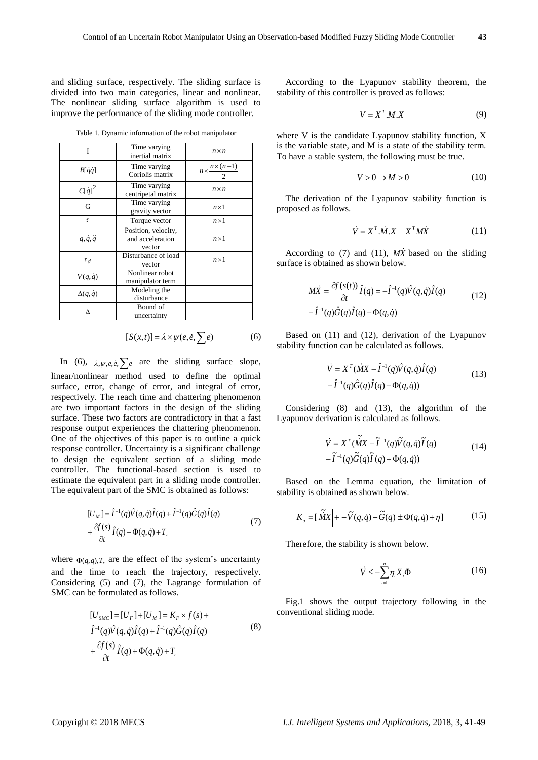and sliding surface, respectively. The sliding surface is divided into two main categories, linear and nonlinear. The nonlinear sliding surface algorithm is used to improve the performance of the sliding mode controller.

Table 1. Dynamic information of the robot manipulator

| I | Time varying inertial matrix | $n \times n$ |
|---|---|---|
| $B[\dot{q}\dot{q}]$ | Time varying Coriolis matrix | $n \times \frac{n\times(n-1)}{2}$ |
| $C[\dot{q}]^2$ | Time varying centripetal matrix | $n \times n$ |
| G | Time varying gravity vector | $n \times 1$ |
| $\tau$ | Torque vector | $n \times 1$ |
| $q, \dot{q}, \ddot{q}$ | Position, velocity, and acceleration vector | $n \times 1$ |
| $\tau_d$ | Disturbance of load vector | $n \times 1$ |
| $V(q,\dot{q})$ | Nonlinear robot manipulator term | |
| $\Delta(q,\dot{q})$ | Modeling the disturbance | |
| $\Delta$ | Bound of uncertainty | |

$$[S(x,t)] = \lambda \times \psi(e, \dot{e}, \sum e) \tag{6}$$

In (6), $\lambda, \psi, e, \dot{e}, \sum e$ are the sliding surface slope, linear/nonlinear method used to define the optimal surface, error, change of error, and integral of error, respectively. The reach time and chattering phenomenon are two important factors in the design of the sliding surface. These two factors are contradictory in that a fast response output experiences the chattering phenomenon. One of the objectives of this paper is to outline a quick response controller. Uncertainty is a significant challenge to design the equivalent section of a sliding mode controller. The functional-based section is used to estimate the equivalent part in a sliding mode controller. The equivalent part of the SMC is obtained as follows:

$$[U_M] = \hat{I}^{-1}(q)\hat{V}(q,\dot{q})\hat{I}(q) + \hat{I}^{-1}(q)\hat{G}(q)\hat{I}(q) + \frac{\partial f(s)}{\partial t}\hat{I}(q) + \Phi(q,\dot{q}) + T_r \tag{7}$$

where $\Phi(q,\dot{q}), T_r$ are the effect of the system's uncertainty and the time to reach the trajectory, respectively. Considering (5) and (7), the Lagrange formulation of SMC can be formulated as follows.

$$[U_{SMC}] = [U_F] + [U_M] = K_F \times f(s) + \hat{I}^{-1}(q)\hat{V}(q,\dot{q})\hat{I}(q) + \hat{I}^{-1}(q)\hat{G}(q)\hat{I}(q) + \frac{\partial f(s)}{\partial t}\hat{I}(q) + \Phi(q,\dot{q}) + T_r \tag{8}$$

According to the Lyapunov stability theorem, the stability of this controller is proved as follows:

$$V = X^T.M.X \tag{9}$$

where V is the candidate Lyapunov stability function, X is the variable state, and M is a state of the stability term. To have a stable system, the following must be true.

$$V > 0 \rightarrow M > 0 \tag{10}$$

The derivation of the Lyapunov stability function is proposed as follows.

$$\dot{V} = X^T.\dot{M}.X + X^T M\dot{X} \tag{11}$$

According to (7) and (11), $M\dot{X}$ based on the sliding surface is obtained as shown below.

$$M\dot{X} = \frac{\partial f(s(t))}{\partial t}\hat{I}(q) = -\hat{I}^{-1}(q)\hat{V}(q,\dot{q})\hat{I}(q) - \hat{I}^{-1}(q)\hat{G}(q)\hat{I}(q) - \Phi(q,\dot{q}) \tag{12}$$

Based on (11) and (12), derivation of the Lyapunov stability function can be calculated as follows.

$$\dot{V} = X^T(\dot{M}X - \hat{I}^{-1}(q)\hat{V}(q,\dot{q})\hat{I}(q) - \hat{I}^{-1}(q)\hat{G}(q)\hat{I}(q) - \Phi(q,\dot{q})) \tag{13}$$

Considering (8) and (13), the algorithm of the Lyapunov derivation is calculated as follows.

$$\dot{V} = X^T(\tilde{\dot{M}}X - \tilde{I}^{-1}(q)\tilde{V}(q,\dot{q})\tilde{I}(q) - \tilde{I}^{-1}(q)\tilde{G}(q)\tilde{I}(q) + \Phi(q,\dot{q})) \tag{14}$$

Based on the Lemma equation, the limitation of stability is obtained as shown below.

$$K_u = [\left|\tilde{\dot{M}}X\right| + \left|-\tilde{V}(q,\dot{q}) - \tilde{G}(q)\right| \pm \Phi(q,\dot{q}) + \eta] \tag{15}$$

Therefore, the stability is shown below.

$$\dot{V} \leq -\sum_{i=1}^{n} \eta_i X_i \Phi \tag{16}$$

Fig.1 shows the output trajectory following in the conventional sliding mode.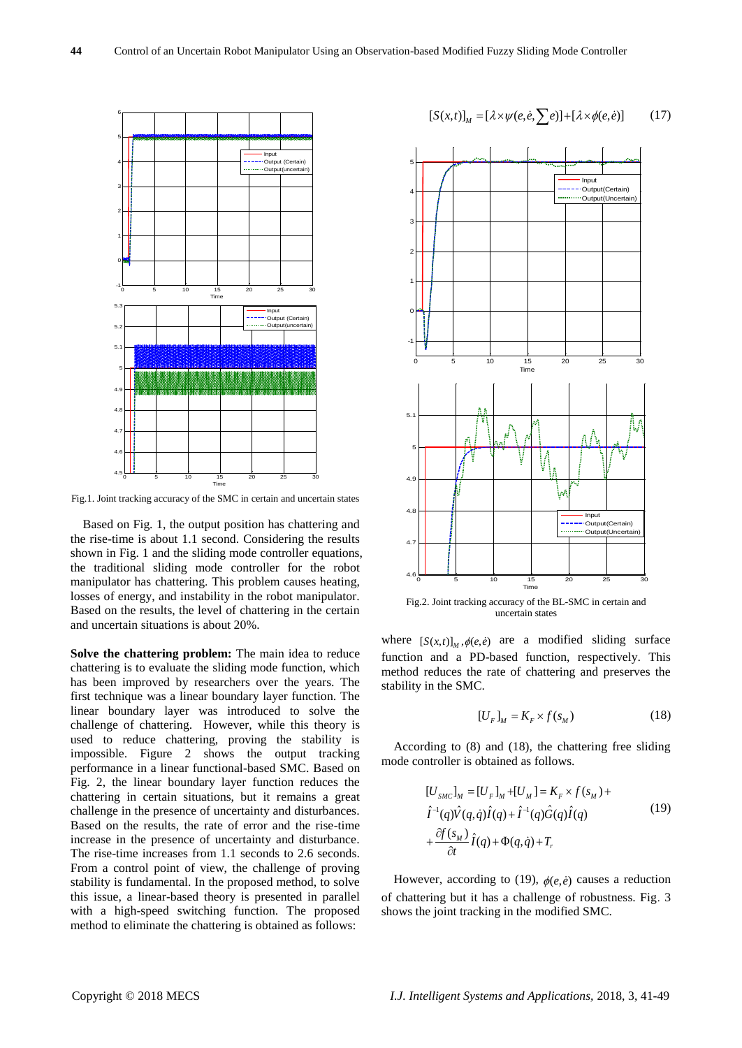Fig.1. Joint tracking accuracy of the SMC in certain and uncertain states

Based on Fig. 1, the output position has chattering and the rise-time is about 1.1 second. Considering the results shown in Fig. 1 and the sliding mode controller equations, the traditional sliding mode controller for the robot manipulator has chattering. This problem causes heating, losses of energy, and instability in the robot manipulator. Based on the results, the level of chattering in the certain and uncertain situations is about 20%.

**Solve the chattering problem:** The main idea to reduce chattering is to evaluate the sliding mode function, which has been improved by researchers over the years. The first technique was a linear boundary layer function. The linear boundary layer was introduced to solve the challenge of chattering. However, while this theory is used to reduce chattering, proving the stability is impossible. Figure 2 shows the output tracking performance in a linear functional-based SMC. Based on Fig. 2, the linear boundary layer function reduces the chattering in certain situations, but it remains a great challenge in the presence of uncertainty and disturbances. Based on the results, the rate of error and the rise-time increase in the presence of uncertainty and disturbance. The rise-time increases from 1.1 seconds to 2.6 seconds. From a control point of view, the challenge of proving stability is fundamental. In the proposed method, to solve this issue, a linear-based theory is presented in parallel with a high-speed switching function. The proposed method to eliminate the chattering is obtained as follows:

$$[S(x,t)]_M = [\lambda \times \psi(e, \dot{e}, \sum e)] + [\lambda \times \phi(e, \dot{e})] \qquad (17)$$

Fig.2. Joint tracking accuracy of the BL-SMC in certain and uncertain states

where $[S(x,t)]_M, \phi(e, \dot{e})$ are a modified sliding surface function and a PD-based function, respectively. This method reduces the rate of chattering and preserves the stability in the SMC.

$$[U_F]_M = K_F \times f(s_M) \qquad (18)$$

According to (8) and (18), the chattering free sliding mode controller is obtained as follows.

$$\begin{aligned} [U_{SMC}]_M &= [U_F]_M + [U_M] = K_F \times f(s_M) + \\ &\hat{I}^{-1}(q)\hat{V}(q,\dot{q})\hat{I}(q) + \hat{I}^{-1}(q)\hat{G}(q)\hat{I}(q) \\ &+ \frac{\partial f(s_M)}{\partial t}\hat{I}(q) + \Phi(q,\dot{q}) + T_r \end{aligned} \qquad (19)$$

However, according to (19), $\phi(e, \dot{e})$ causes a reduction of chattering but it has a challenge of robustness. Fig. 3 shows the joint tracking in the modified SMC.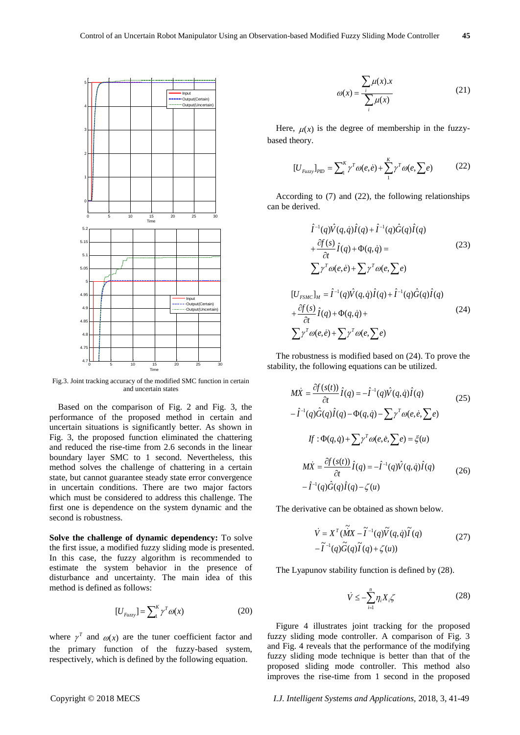Fig.3. Joint tracking accuracy of the modified SMC function in certain and uncertain states

Based on the comparison of Fig. 2 and Fig. 3, the performance of the proposed method in certain and uncertain situations is significantly better. As shown in Fig. 3, the proposed function eliminated the chattering and reduced the rise-time from 2.6 seconds in the linear boundary layer SMC to 1 second. Nevertheless, this method solves the challenge of chattering in a certain state, but cannot guarantee steady state error convergence in uncertain conditions. There are two major factors which must be considered to address this challenge. The first one is dependence on the system dynamic and the second is robustness.

**Solve the challenge of dynamic dependency:** To solve the first issue, a modified fuzzy sliding mode is presented. In this case, the fuzzy algorithm is recommended to estimate the system behavior in the presence of disturbance and uncertainty. The main idea of this method is defined as follows:

$$[U_{Fuzzy}] = \sum_{1}^{K} \gamma^T \omega(x) \tag{20}$$

where $\gamma^T$ and $\omega(x)$ are the tuner coefficient factor and the primary function of the fuzzy-based system, respectively, which is defined by the following equation.

$$\omega(x) = \frac{\sum_i \mu(x).x}{\sum_i \mu(x)} \tag{21}$$

Here, $\mu(x)$ is the degree of membership in the fuzzy-based theory.

$$[U_{Fuzzy}]_{PID} = \sum_{1}^{K} \gamma^T \omega(e,\dot{e}) + \sum_{1}^{K} \gamma^T \omega(e, \sum e) \tag{22}$$

According to (7) and (22), the following relationships can be derived.

$$\begin{aligned} &\hat{I}^{-1}(q)\hat{V}(q,\dot{q})\hat{I}(q) + \hat{I}^{-1}(q)\hat{G}(q)\hat{I}(q) \\ &+ \frac{\partial f(s)}{\partial t}\hat{I}(q) + \Phi(q,\dot{q}) = \\ &\sum \gamma^T \omega(e,\dot{e}) + \sum \gamma^T \omega(e, \sum e) \end{aligned} \tag{23}$$

$$\begin{aligned} [U_{FSMC}]_M &= \hat{I}^{-1}(q)\hat{V}(q,\dot{q})\hat{I}(q) + \hat{I}^{-1}(q)\hat{G}(q)\hat{I}(q) \\ &+ \frac{\partial f(s)}{\partial t}\hat{I}(q) + \Phi(q,\dot{q}) + \\ &\sum \gamma^T \omega(e,\dot{e}) + \sum \gamma^T \omega(e, \sum e) \end{aligned} \tag{24}$$

The robustness is modified based on (24). To prove the stability, the following equations can be utilized.

$$\begin{aligned} M\dot{X} &= \frac{\partial f(s(t))}{\partial t}\hat{I}(q) = -\hat{I}^{-1}(q)\hat{V}(q,\dot{q})\hat{I}(q) \\ &- \hat{I}^{-1}(q)\hat{G}(q)\hat{I}(q) - \Phi(q,\dot{q}) - \sum \gamma^T \omega(e,\dot{e},\sum e) \end{aligned} \tag{25}$$

$$If: \Phi(q,\dot{q}) + \sum \gamma^T \omega(e,\dot{e},\sum e) = \xi(u)$$

$$\begin{aligned} M\dot{X} &= \frac{\partial f(s(t))}{\partial t}\hat{I}(q) = -\hat{I}^{-1}(q)\hat{V}(q,\dot{q})\hat{I}(q) \\ &- \hat{I}^{-1}(q)\hat{G}(q)\hat{I}(q) - \zeta(u) \end{aligned} \tag{26}$$

The derivative can be obtained as shown below.

$$\begin{aligned} \dot{V} &= X^T(\tilde{M}\dot{X} - \tilde{I}^{-1}(q)\tilde{V}(q,\dot{q})\tilde{I}(q) \\ &- \tilde{I}^{-1}(q)\tilde{G}(q)\tilde{I}(q) + \zeta(u)) \end{aligned} \tag{27}$$

The Lyapunov stability function is defined by (28).

$$\dot{V} \leq -\sum_{i=1}^{n} \eta_i X_i \zeta \tag{28}$$

Figure 4 illustrates joint tracking for the proposed fuzzy sliding mode controller. A comparison of Fig. 3 and Fig. 4 reveals that the performance of the modifying fuzzy sliding mode technique is better than that of the proposed sliding mode controller. This method also improves the rise-time from 1 second in the proposed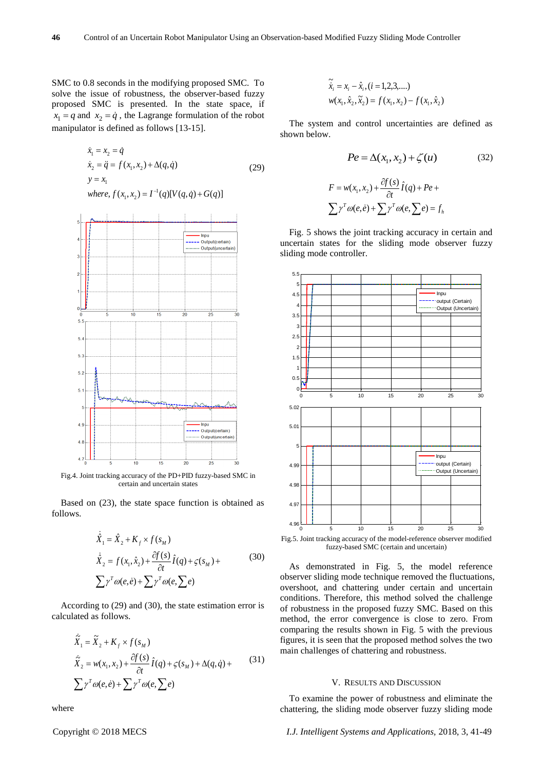SMC to 0.8 seconds in the modifying proposed SMC. To solve the issue of robustness, the observer-based fuzzy proposed SMC is presented. In the state space, if $x_1 = q$ and $x_2 = \dot{q}$, the Lagrange formulation of the robot manipulator is defined as follows [13-15].

$$
\begin{aligned}
&\dot{x}_1 = x_2 = \dot{q} \\
&\dot{x}_2 = \ddot{q} = f(x_1, x_2) + \Delta(q, \dot{q}) \\
&y = x_1 \\
&where,\ f(x_1, x_2) = I^{-1}(q)[V(q, \dot{q}) + G(q)]
\end{aligned}
\tag{29}
$$

Fig.4. Joint tracking accuracy of the PD+PID fuzzy-based SMC in certain and uncertain states

Based on (23), the state space function is obtained as follows.

$$
\begin{aligned}
&\dot{\hat{X}}_1 = \hat{X}_2 + K_f \times f(s_M) \\
&\dot{\hat{X}}_2 = f(x_1, \hat{x}_2) + \frac{\partial f(s)}{\partial t}\hat{I}(q) + \varsigma(s_M) + \\
&\sum \gamma^T \omega(e, \dot{e}) + \sum \gamma^T \omega(e, \sum e)
\end{aligned}
\tag{30}
$$

According to (29) and (30), the state estimation error is calculated as follows.

$$
\begin{aligned}
&\dot{\tilde{X}}_1 = \tilde{X}_2 + K_f \times f(s_M) \\
&\dot{\tilde{X}}_2 = w(x_1, x_2) + \frac{\partial f(s)}{\partial t}\hat{I}(q) + \varsigma(s_M) + \Delta(q, \dot{q}) + \\
&\sum \gamma^T \omega(e, \dot{e}) + \sum \gamma^T \omega(e, \sum e)
\end{aligned}
\tag{31}
$$

where

$$
\begin{aligned}
&\tilde{x}_i = x_i - \hat{x}_i, (i = 1, 2, 3, ....) \\
&w(x_1, \hat{x}_2, \tilde{x}_2) = f(x_1, x_2) - f(x_1, \hat{x}_2)
\end{aligned}
$$

The system and control uncertainties are defined as shown below.

$$
Pe = \Delta(x_1, x_2) + \zeta(u) \tag{32}
$$

$$
\begin{aligned}
&F = w(x_1, x_2) + \frac{\partial f(s)}{\partial t}\hat{I}(q) + Pe + \\
&\sum \gamma^T \omega(e, \dot{e}) + \sum \gamma^T \omega(e, \sum e) = f_h
\end{aligned}
$$

Fig. 5 shows the joint tracking accuracy in certain and uncertain states for the sliding mode observer fuzzy sliding mode controller.

Fig.5. Joint tracking accuracy of the model-reference observer modified fuzzy-based SMC (certain and uncertain)

As demonstrated in Fig. 5, the model reference observer sliding mode technique removed the fluctuations, overshoot, and chattering under certain and uncertain conditions. Therefore, this method solved the challenge of robustness in the proposed fuzzy SMC. Based on this method, the error convergence is close to zero. From comparing the results shown in Fig. 5 with the previous figures, it is seen that the proposed method solves the two main challenges of chattering and robustness.

## V. Results and Discussion

To examine the power of robustness and eliminate the chattering, the sliding mode observer fuzzy sliding mode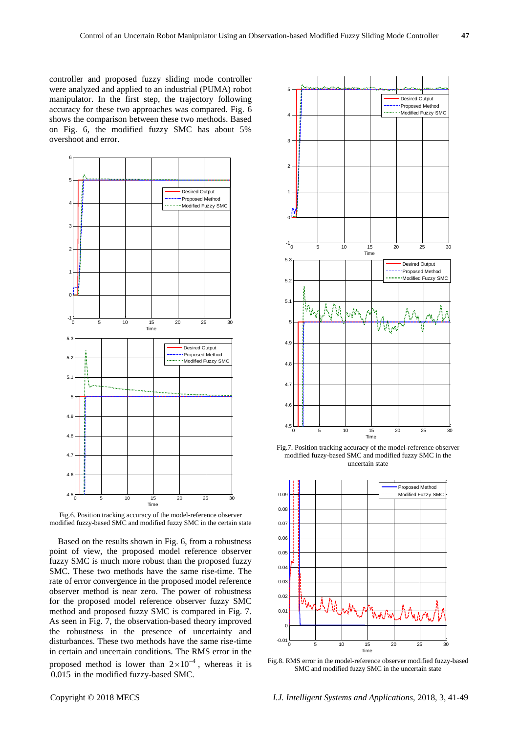controller and proposed fuzzy sliding mode controller were analyzed and applied to an industrial (PUMA) robot manipulator. In the first step, the trajectory following accuracy for these two approaches was compared. Fig. 6 shows the comparison between these two methods. Based on Fig. 6, the modified fuzzy SMC has about 5% overshoot and error.

Fig.6. Position tracking accuracy of the model-reference observer modified fuzzy-based SMC and modified fuzzy SMC in the certain state

Based on the results shown in Fig. 6, from a robustness point of view, the proposed model reference observer fuzzy SMC is much more robust than the proposed fuzzy SMC. These two methods have the same rise-time. The rate of error convergence in the proposed model reference observer method is near zero. The power of robustness for the proposed model reference observer fuzzy SMC method and proposed fuzzy SMC is compared in Fig. 7. As seen in Fig. 7, the observation-based theory improved the robustness in the presence of uncertainty and disturbances. These two methods have the same rise-time in certain and uncertain conditions. The RMS error in the proposed method is lower than $2\times10^{-4}$, whereas it is $0.015$ in the modified fuzzy-based SMC.

Fig.7. Position tracking accuracy of the model-reference observer modified fuzzy-based SMC and modified fuzzy SMC in the uncertain state

Fig.8. RMS error in the model-reference observer modified fuzzy-based SMC and modified fuzzy SMC in the uncertain state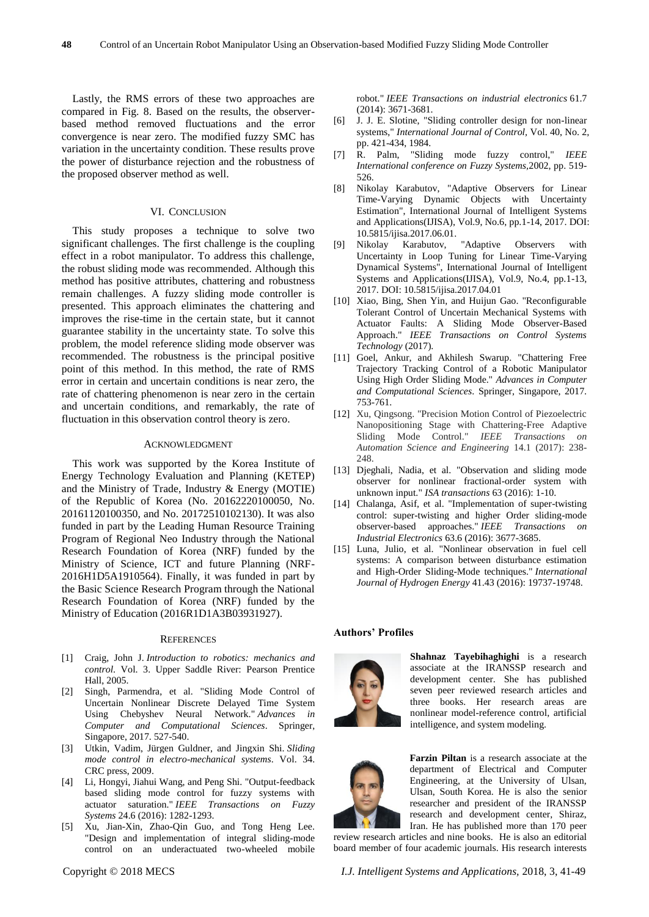Lastly, the RMS errors of these two approaches are compared in Fig. 8. Based on the results, the observer-based method removed fluctuations and the error convergence is near zero. The modified fuzzy SMC has variation in the uncertainty condition. These results prove the power of disturbance rejection and the robustness of the proposed observer method as well.

## VI. Conclusion

This study proposes a technique to solve two significant challenges. The first challenge is the coupling effect in a robot manipulator. To address this challenge, the robust sliding mode was recommended. Although this method has positive attributes, chattering and robustness remain challenges. A fuzzy sliding mode controller is presented. This approach eliminates the chattering and improves the rise-time in the certain state, but it cannot guarantee stability in the uncertainty state. To solve this problem, the model reference sliding mode observer was recommended. The robustness is the principal positive point of this method. In this method, the rate of RMS error in certain and uncertain conditions is near zero, the rate of chattering phenomenon is near zero in the certain and uncertain conditions, and remarkably, the rate of fluctuation in this observation control theory is zero.

## Acknowledgment

This work was supported by the Korea Institute of Energy Technology Evaluation and Planning (KETEP) and the Ministry of Trade, Industry & Energy (MOTIE) of the Republic of Korea (No. 20162220100050, No. 20161120100350, and No. 20172510102130). It was also funded in part by the Leading Human Resource Training Program of Regional Neo Industry through the National Research Foundation of Korea (NRF) funded by the Ministry of Science, ICT and future Planning (NRF-2016H1D5A1910564). Finally, it was funded in part by the Basic Science Research Program through the National Research Foundation of Korea (NRF) funded by the Ministry of Education (2016R1D1A3B03931927).

## References

[1] Craig, John J. *Introduction to robotics: mechanics and control*. Vol. 3. Upper Saddle River: Pearson Prentice Hall, 2005.

[2] Singh, Parmendra, et al. "Sliding Mode Control of Uncertain Nonlinear Discrete Delayed Time System Using Chebyshev Neural Network." *Advances in Computer and Computational Sciences*. Springer, Singapore, 2017. 527-540.

[3] Utkin, Vadim, Jürgen Guldner, and Jingxin Shi. *Sliding mode control in electro-mechanical systems*. Vol. 34. CRC press, 2009.

[4] Li, Hongyi, Jiahui Wang, and Peng Shi. "Output-feedback based sliding mode control for fuzzy systems with actuator saturation." *IEEE Transactions on Fuzzy Systems* 24.6 (2016): 1282-1293.

[5] Xu, Jian-Xin, Zhao-Qin Guo, and Tong Heng Lee. "Design and implementation of integral sliding-mode control on an underactuated two-wheeled mobile robot." *IEEE Transactions on industrial electronics* 61.7 (2014): 3671-3681.

[6] J. J. E. Slotine, "Sliding controller design for non-linear systems," *International Journal of Control*, Vol. 40, No. 2, pp. 421-434, 1984.

[7] R. Palm, "Sliding mode fuzzy control," *IEEE International conference on Fuzzy Systems*,2002, pp. 519-526.

[8] Nikolay Karabutov, "Adaptive Observers for Linear Time-Varying Dynamic Objects with Uncertainty Estimation", International Journal of Intelligent Systems and Applications(IJISA), Vol.9, No.6, pp.1-14, 2017. DOI: 10.5815/ijisa.2017.06.01.

[9] Nikolay Karabutov, "Adaptive Observers with Uncertainty in Loop Tuning for Linear Time-Varying Dynamical Systems", International Journal of Intelligent Systems and Applications(IJISA), Vol.9, No.4, pp.1-13, 2017. DOI: 10.5815/ijisa.2017.04.01

[10] Xiao, Bing, Shen Yin, and Huijun Gao. "Reconfigurable Tolerant Control of Uncertain Mechanical Systems with Actuator Faults: A Sliding Mode Observer-Based Approach." *IEEE Transactions on Control Systems Technology* (2017).

[11] Goel, Ankur, and Akhilesh Swarup. "Chattering Free Trajectory Tracking Control of a Robotic Manipulator Using High Order Sliding Mode." *Advances in Computer and Computational Sciences*. Springer, Singapore, 2017. 753-761.

[12] Xu, Qingsong. "Precision Motion Control of Piezoelectric Nanopositioning Stage with Chattering-Free Adaptive Sliding Mode Control." *IEEE Transactions on Automation Science and Engineering* 14.1 (2017): 238-248.

[13] Djeghali, Nadia, et al. "Observation and sliding mode observer for nonlinear fractional-order system with unknown input." *ISA transactions* 63 (2016): 1-10.

[14] Chalanga, Asif, et al. "Implementation of super-twisting control: super-twisting and higher Order sliding-mode observer-based approaches." *IEEE Transactions on Industrial Electronics* 63.6 (2016): 3677-3685.

[15] Luna, Julio, et al. "Nonlinear observation in fuel cell systems: A comparison between disturbance estimation and High-Order Sliding-Mode techniques." *International Journal of Hydrogen Energy* 41.43 (2016): 19737-19748.

## Authors' Profiles

**Shahnaz Tayebihaghighi** is a research associate at the IRANSSP research and development center. She has published seven peer reviewed research articles and three books. Her research areas are nonlinear model-reference control, artificial intelligence, and system modeling.

**Farzin Piltan** is a research associate at the department of Electrical and Computer Engineering, at the University of Ulsan, Ulsan, South Korea. He is also the senior researcher and president of the IRANSSP research and development center, Shiraz, Iran. He has published more than 170 peer review research articles and nine books. He is also an editorial board member of four academic journals. His research interests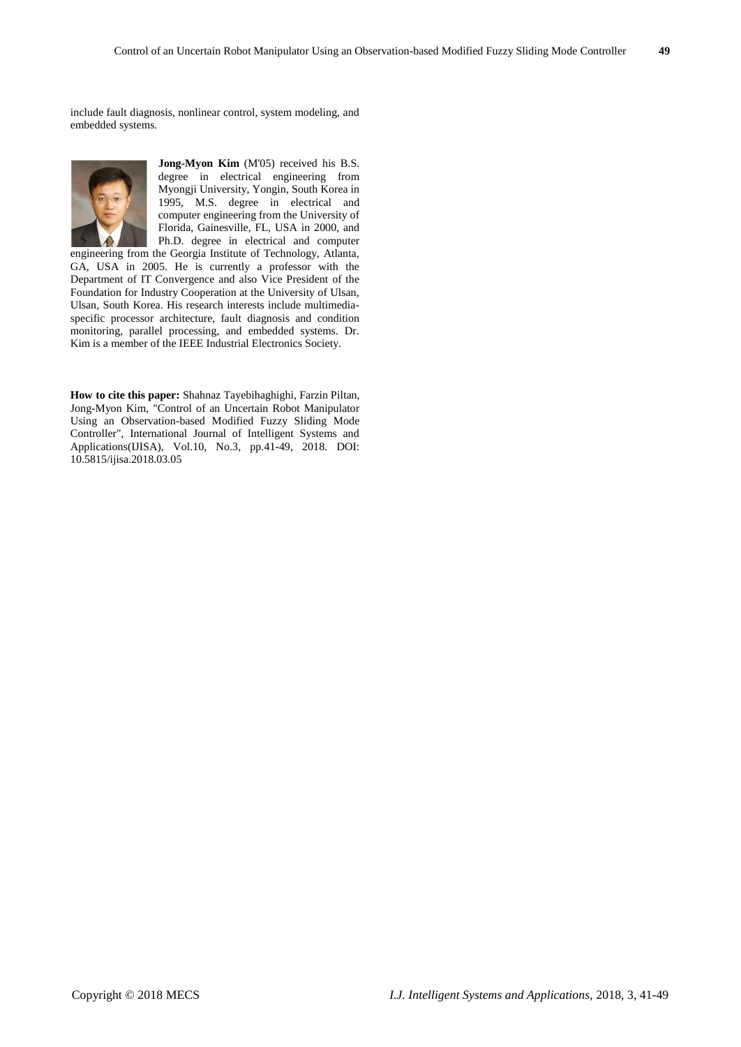include fault diagnosis, nonlinear control, system modeling, and embedded systems.

**Jong-Myon Kim** (M'05) received his B.S. degree in electrical engineering from Myongji University, Yongin, South Korea in 1995, M.S. degree in electrical and computer engineering from the University of Florida, Gainesville, FL, USA in 2000, and Ph.D. degree in electrical and computer engineering from the Georgia Institute of Technology, Atlanta, GA, USA in 2005. He is currently a professor with the Department of IT Convergence and also Vice President of the Foundation for Industry Cooperation at the University of Ulsan, Ulsan, South Korea. His research interests include multimedia-specific processor architecture, fault diagnosis and condition monitoring, parallel processing, and embedded systems. Dr. Kim is a member of the IEEE Industrial Electronics Society.

**How to cite this paper:** Shahnaz Tayebihaghighi, Farzin Piltan, Jong-Myon Kim, "Control of an Uncertain Robot Manipulator Using an Observation-based Modified Fuzzy Sliding Mode Controller", International Journal of Intelligent Systems and Applications(IJISA), Vol.10, No.3, pp.41-49, 2018. DOI: 10.5815/ijisa.2018.03.05